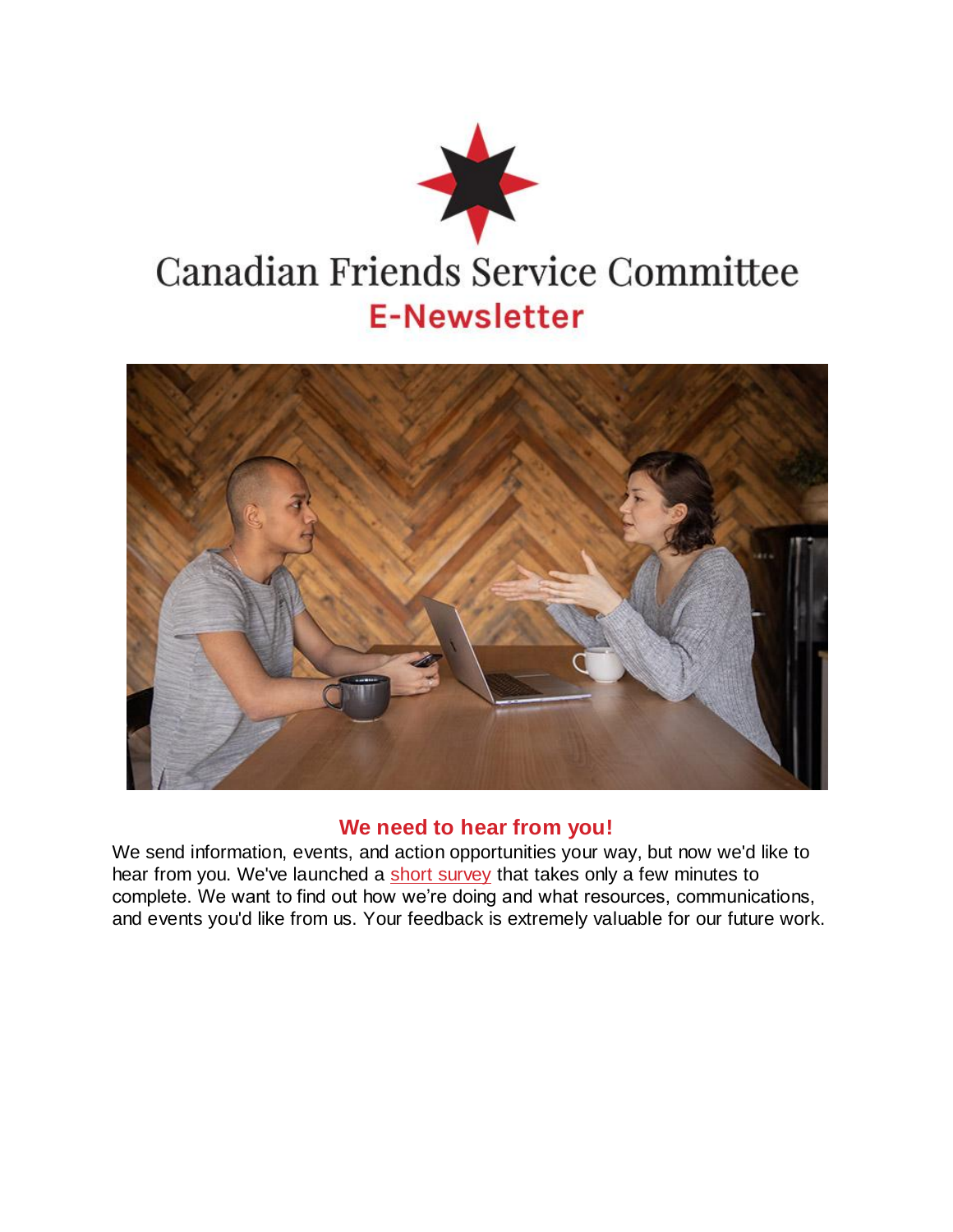# Canadian Friends Service Committee

## E-Newsletter

### We need to hear from you!

We send information, events, and action opportunities your way, but now we'd like to hear from you. We've launched a short survey that takes only a few minutes to complete. We want to find out how we're doing and what resources, communications, and events you'd like from us. Your feedback is extremely valuable for our future work.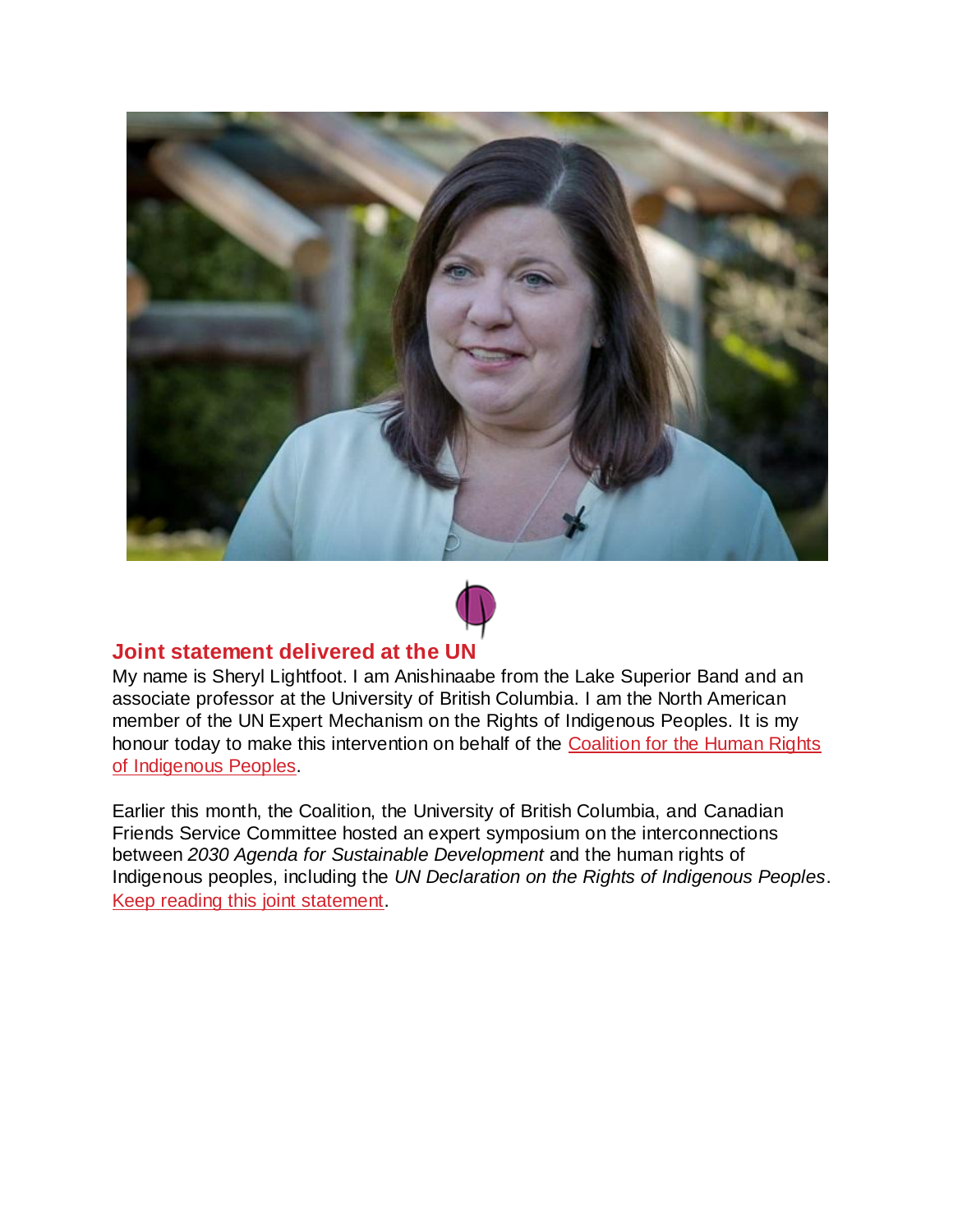## Joint statement delivered at the UN

My name is Sheryl Lightfoot. I am Anishinaabe from the Lake Superior Band and an associate professor at the University of British Columbia. I am the North American member of the UN Expert Mechanism on the Rights of Indigenous Peoples. It is my honour today to make this intervention on behalf of the Coalition for the Human Rights of Indigenous Peoples.

Earlier this month, the Coalition, the University of British Columbia, and Canadian Friends Service Committee hosted an expert symposium on the interconnections between *2030 Agenda for Sustainable Development* and the human rights of Indigenous peoples, including the *UN Declaration on the Rights of Indigenous Peoples*. Keep reading this joint statement.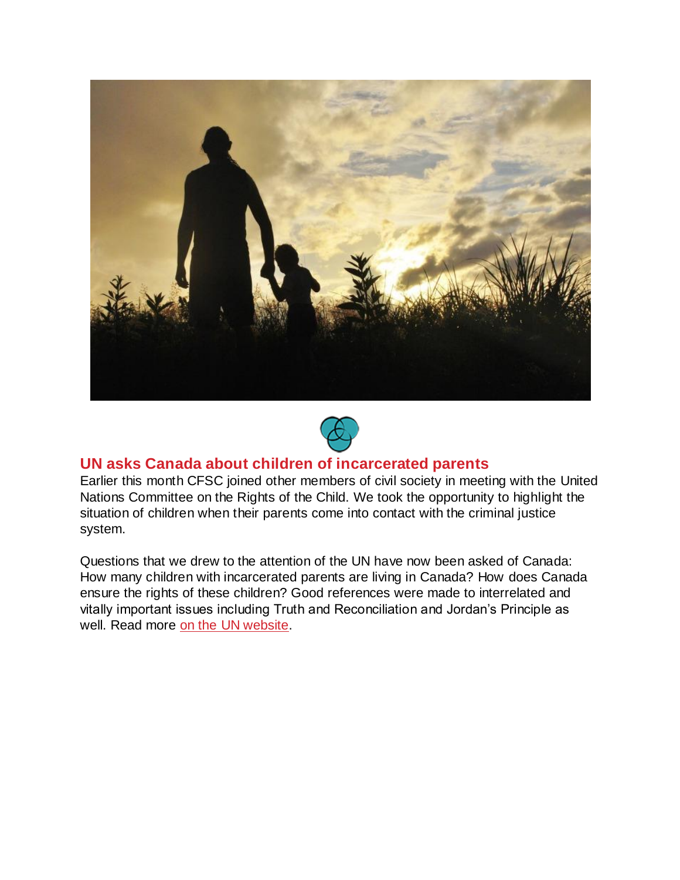## UN asks Canada about children of incarcerated parents

Earlier this month CFSC joined other members of civil society in meeting with the United Nations Committee on the Rights of the Child. We took the opportunity to highlight the situation of children when their parents come into contact with the criminal justice system.

Questions that we drew to the attention of the UN have now been asked of Canada: How many children with incarcerated parents are living in Canada? How does Canada ensure the rights of these children? Good references were made to interrelated and vitally important issues including Truth and Reconciliation and Jordan's Principle as well. Read more on the UN website.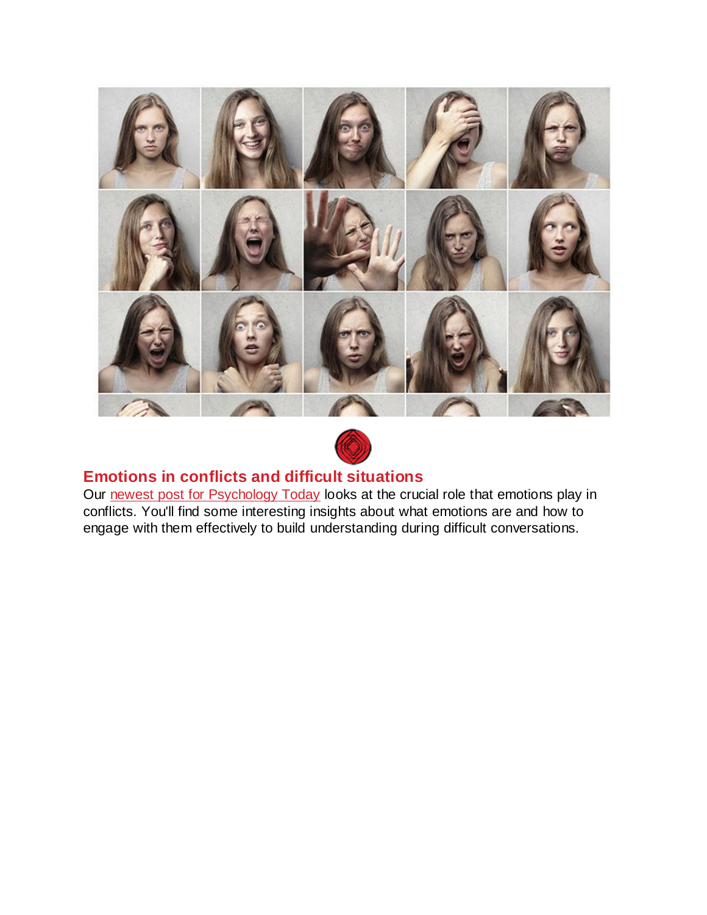## Emotions in conflicts and difficult situations

Our newest post for Psychology Today looks at the crucial role that emotions play in conflicts. You'll find some interesting insights about what emotions are and how to engage with them effectively to build understanding during difficult conversations.